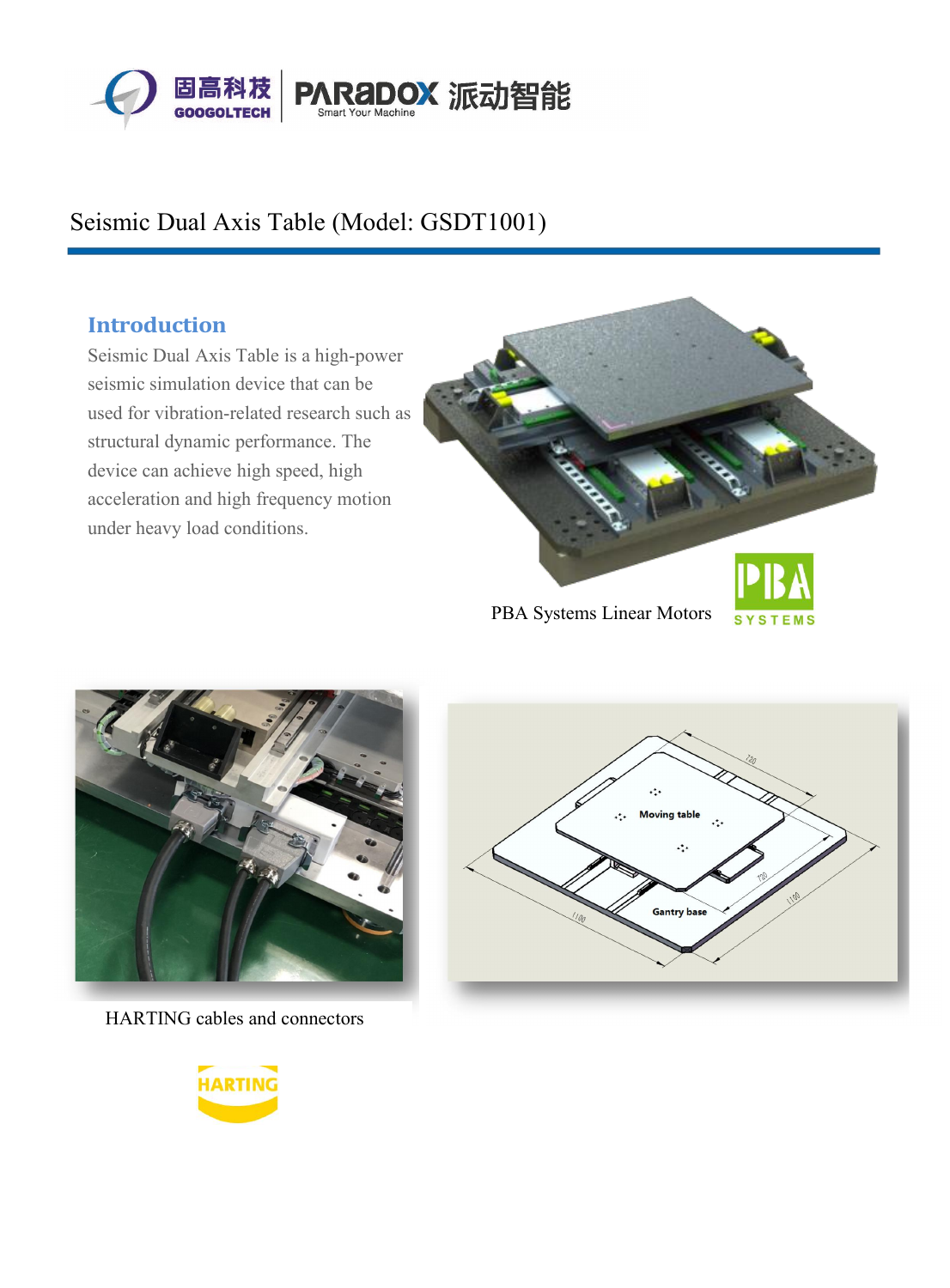# Seismic Dual Axis Table (Model: GSDT1001)

## Introduction

Seismic Dual Axis Table is a high-power seismic simulation device that can be used for vibration-related research such as structural dynamic performance. The device can achieve high speed, high acceleration and high frequency motion under heavy load conditions.

PBA Systems Linear Motors

HARTING cables and connectors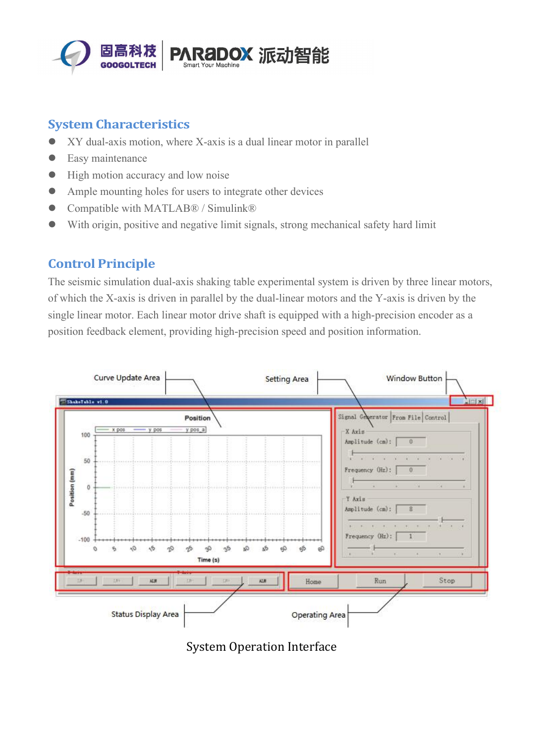## System Characteristics

- XY dual-axis motion, where X-axis is a dual linear motor in parallel
- Easy maintenance
- High motion accuracy and low noise
- Ample mounting holes for users to integrate other devices
- Compatible with MATLAB® / Simulink®
- With origin, positive and negative limit signals, strong mechanical safety hard limit

## Control Principle

The seismic simulation dual-axis shaking table experimental system is driven by three linear motors, of which the X-axis is driven in parallel by the dual-linear motors and the Y-axis is driven by the single linear motor. Each linear motor drive shaft is equipped with a high-precision encoder as a position feedback element, providing high-precision speed and position information.

System Operation Interface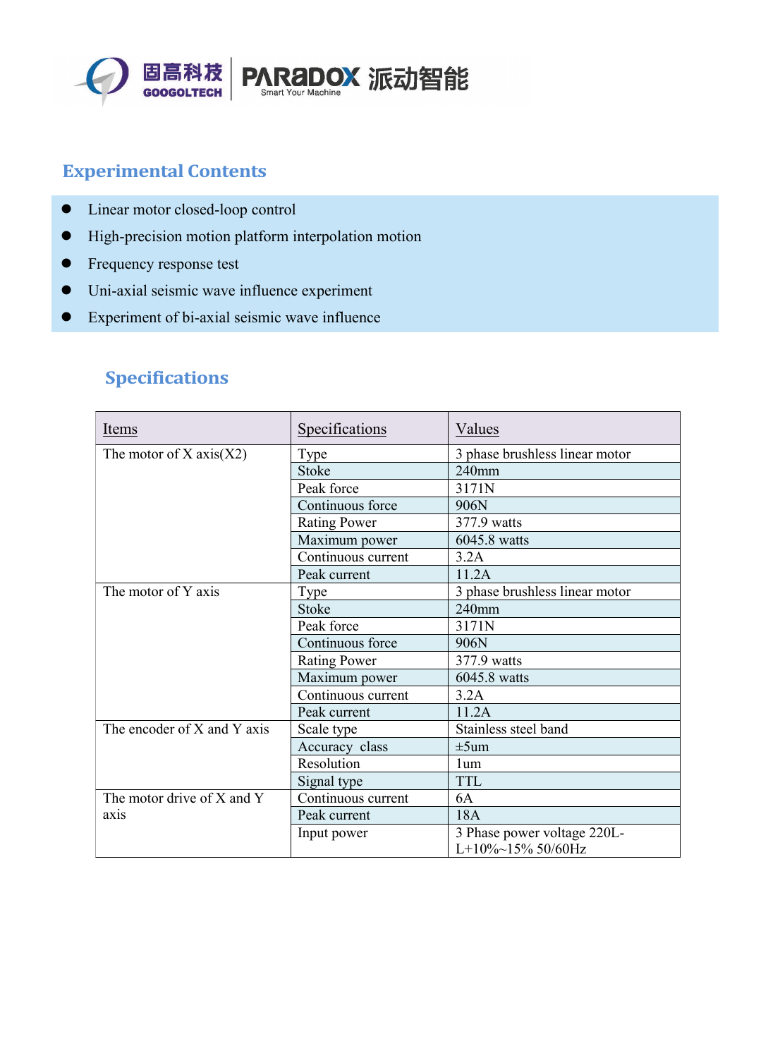## Experimental Contents

- Linear motor closed-loop control
- High-precision motion platform interpolation motion
- Frequency response test
- Uni-axial seismic wave influence experiment
- Experiment of bi-axial seismic wave influence

## Specifications

| Items | Specifications | Values |
|---|---|---|
| The motor of X axis(X2) | Type | 3 phase brushless linear motor |
| | Stoke | 240mm |
| | Peak force | 3171N |
| | Continuous force | 906N |
| | Rating Power | 377.9 watts |
| | Maximum power | 6045.8 watts |
| | Continuous current | 3.2A |
| | Peak current | 11.2A |
| The motor of Y axis | Type | 3 phase brushless linear motor |
| | Stoke | 240mm |
| | Peak force | 3171N |
| | Continuous force | 906N |
| | Rating Power | 377.9 watts |
| | Maximum power | 6045.8 watts |
| | Continuous current | 3.2A |
| | Peak current | 11.2A |
| The encoder of X and Y axis | Scale type | Stainless steel band |
| | Accuracy class | ±5um |
| | Resolution | 1um |
| | Signal type | TTL |
| The motor drive of X and Y axis | Continuous current | 6A |
| | Peak current | 18A |
| | Input power | 3 Phase power voltage 220L-L+10%~15% 50/60Hz |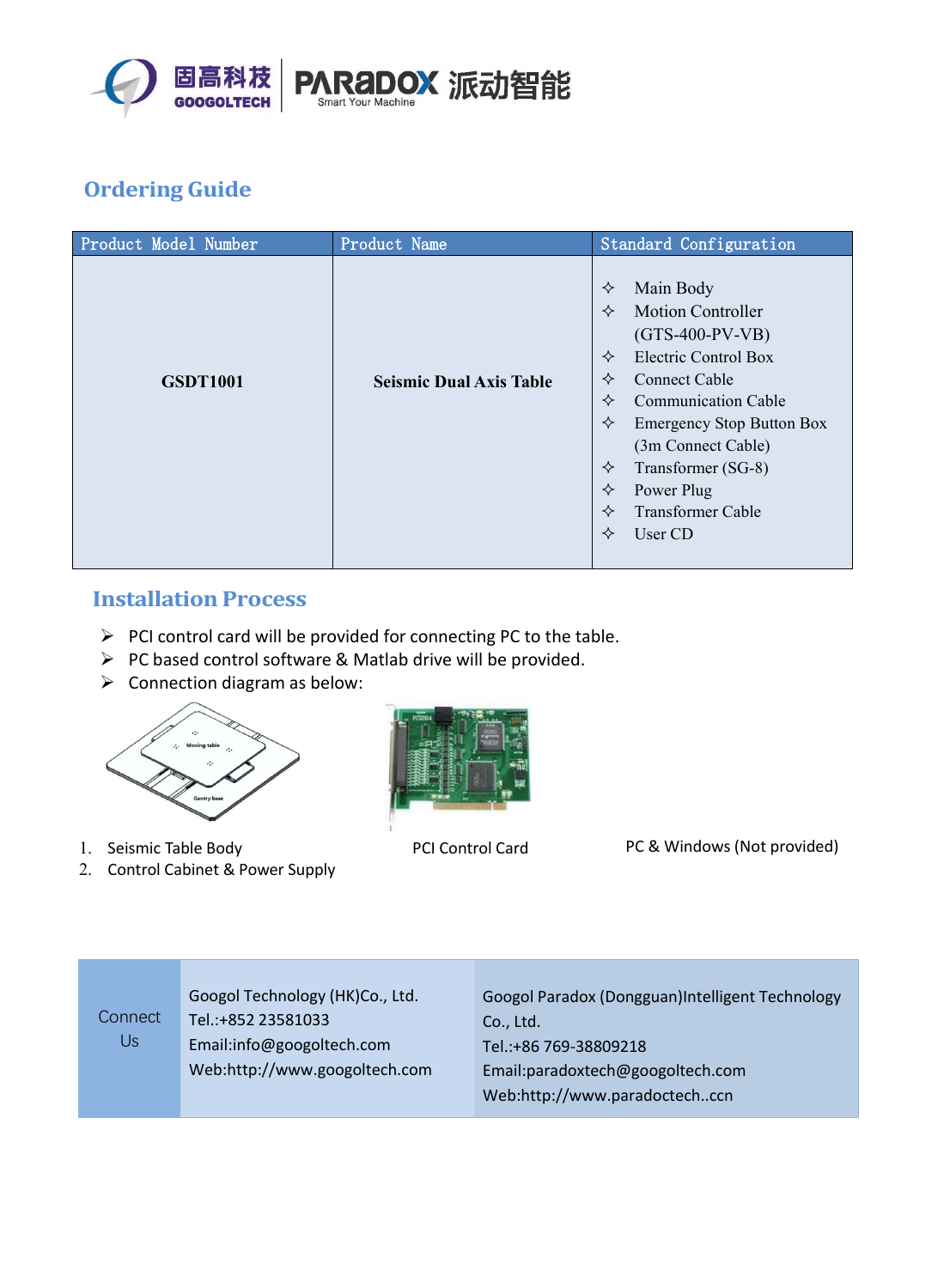## Ordering Guide

| Product Model Number | Product Name | Standard Configuration |
|---|---|---|
| **GSDT1001** | **Seismic Dual Axis Table** | ✧ Main Body<br>✧ Motion Controller (GTS-400-PV-VB)<br>✧ Electric Control Box<br>✧ Connect Cable<br>✧ Communication Cable<br>✧ Emergency Stop Button Box (3m Connect Cable)<br>✧ Transformer (SG-8)<br>✧ Power Plug<br>✧ Transformer Cable<br>✧ User CD |

## Installation Process

- PCI control card will be provided for connecting PC to the table.
- PC based control software & Matlab drive will be provided.
- Connection diagram as below:

Moving table

Gantry base

1. Seismic Table Body
2. Control Cabinet & Power Supply

PCI Control Card

PC & Windows (Not provided)

| Connect Us | Googol Technology (HK)Co., Ltd.<br>Tel.:+852 23581033<br>Email:info@googoltech.com<br>Web:http://www.googoltech.com | Googol Paradox (Dongguan)Intelligent Technology Co., Ltd.<br>Tel.:+86 769-38809218<br>Email:paradoxtech@googoltech.com<br>Web:http://www.paradoctech..ccn |
|---|---|---|